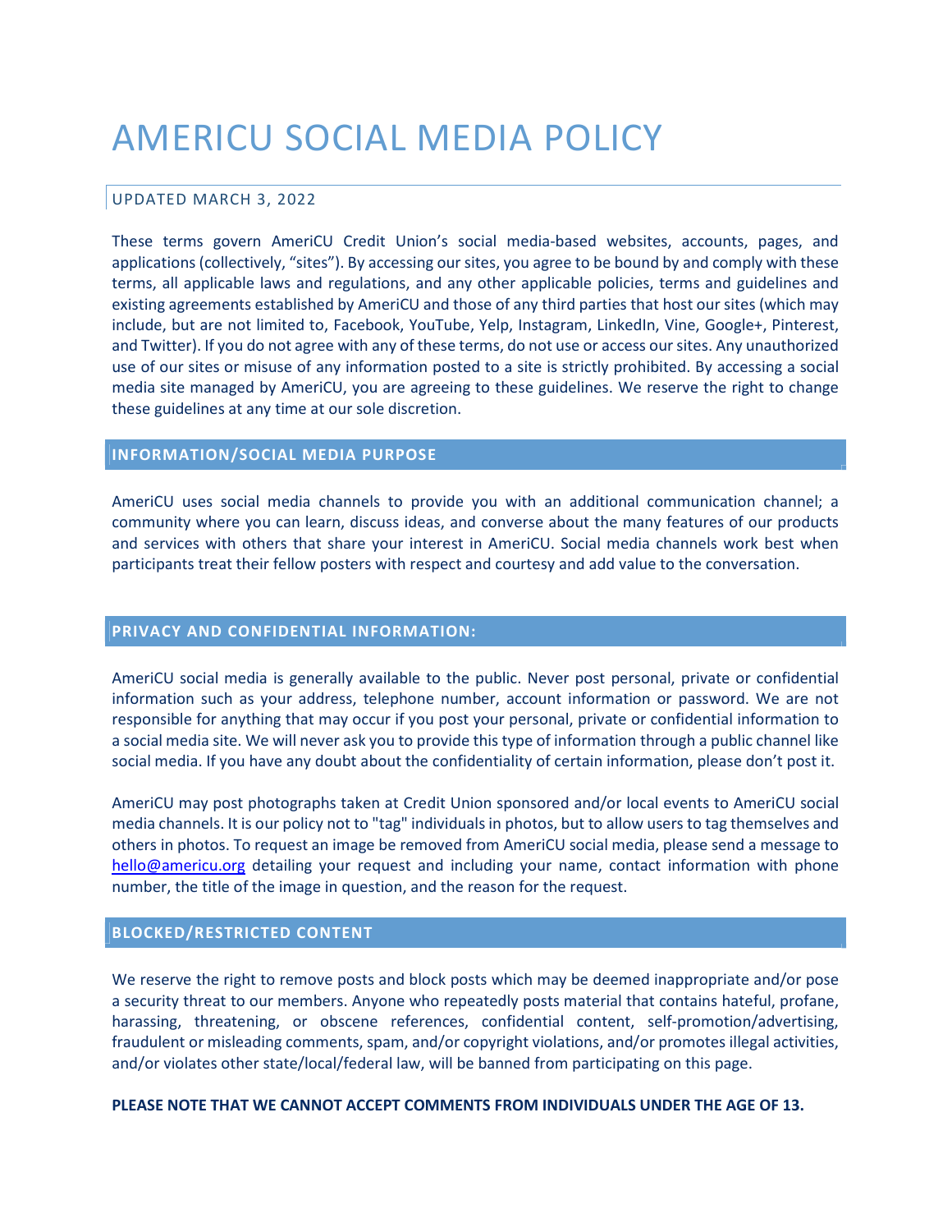# AMERICU SOCIAL MEDIA POLICY

UPDATED MARCH 3, 2022

These terms govern AmeriCU Credit Union's social media-based websites, accounts, pages, and applications (collectively, "sites"). By accessing our sites, you agree to be bound by and comply with these terms, all applicable laws and regulations, and any other applicable policies, terms and guidelines and existing agreements established by AmeriCU and those of any third parties that host our sites (which may include, but are not limited to, Facebook, YouTube, Yelp, Instagram, LinkedIn, Vine, Google+, Pinterest, and Twitter). If you do not agree with any of these terms, do not use or access our sites. Any unauthorized use of our sites or misuse of any information posted to a site is strictly prohibited. By accessing a social media site managed by AmeriCU, you are agreeing to these guidelines. We reserve the right to change these guidelines at any time at our sole discretion.

## INFORMATION/SOCIAL MEDIA PURPOSE

AmeriCU uses social media channels to provide you with an additional communication channel; a community where you can learn, discuss ideas, and converse about the many features of our products and services with others that share your interest in AmeriCU. Social media channels work best when participants treat their fellow posters with respect and courtesy and add value to the conversation.

## PRIVACY AND CONFIDENTIAL INFORMATION:

AmeriCU social media is generally available to the public. Never post personal, private or confidential information such as your address, telephone number, account information or password. We are not responsible for anything that may occur if you post your personal, private or confidential information to a social media site. We will never ask you to provide this type of information through a public channel like social media. If you have any doubt about the confidentiality of certain information, please don't post it.

AmeriCU may post photographs taken at Credit Union sponsored and/or local events to AmeriCU social media channels. It is our policy not to "tag" individuals in photos, but to allow users to tag themselves and others in photos. To request an image be removed from AmeriCU social media, please send a message to hello@americu.org detailing your request and including your name, contact information with phone number, the title of the image in question, and the reason for the request.

## BLOCKED/RESTRICTED CONTENT

We reserve the right to remove posts and block posts which may be deemed inappropriate and/or pose a security threat to our members. Anyone who repeatedly posts material that contains hateful, profane, harassing, threatening, or obscene references, confidential content, self-promotion/advertising, fraudulent or misleading comments, spam, and/or copyright violations, and/or promotes illegal activities, and/or violates other state/local/federal law, will be banned from participating on this page.

**PLEASE NOTE THAT WE CANNOT ACCEPT COMMENTS FROM INDIVIDUALS UNDER THE AGE OF 13.**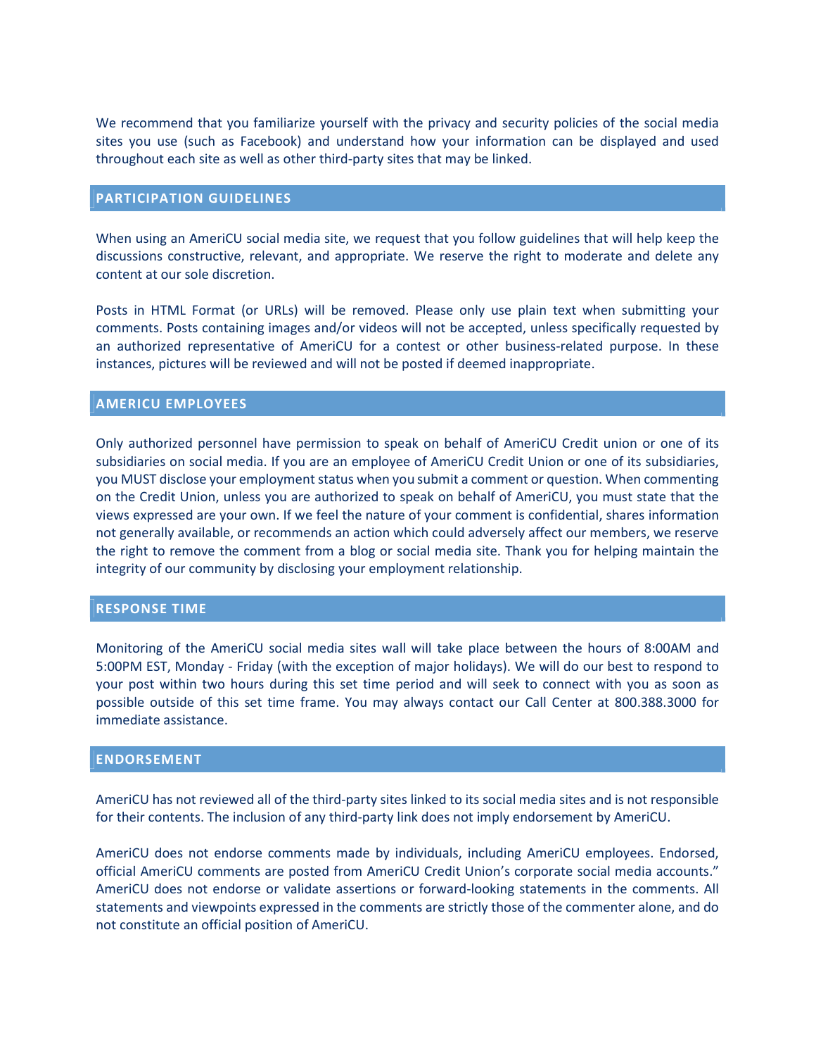We recommend that you familiarize yourself with the privacy and security policies of the social media sites you use (such as Facebook) and understand how your information can be displayed and used throughout each site as well as other third-party sites that may be linked.

## PARTICIPATION GUIDELINES

When using an AmeriCU social media site, we request that you follow guidelines that will help keep the discussions constructive, relevant, and appropriate. We reserve the right to moderate and delete any content at our sole discretion.

Posts in HTML Format (or URLs) will be removed. Please only use plain text when submitting your comments. Posts containing images and/or videos will not be accepted, unless specifically requested by an authorized representative of AmeriCU for a contest or other business-related purpose. In these instances, pictures will be reviewed and will not be posted if deemed inappropriate.

## AMERICU EMPLOYEES

Only authorized personnel have permission to speak on behalf of AmeriCU Credit union or one of its subsidiaries on social media. If you are an employee of AmeriCU Credit Union or one of its subsidiaries, you MUST disclose your employment status when you submit a comment or question. When commenting on the Credit Union, unless you are authorized to speak on behalf of AmeriCU, you must state that the views expressed are your own. If we feel the nature of your comment is confidential, shares information not generally available, or recommends an action which could adversely affect our members, we reserve the right to remove the comment from a blog or social media site. Thank you for helping maintain the integrity of our community by disclosing your employment relationship.

## RESPONSE TIME

Monitoring of the AmeriCU social media sites wall will take place between the hours of 8:00AM and 5:00PM EST, Monday - Friday (with the exception of major holidays). We will do our best to respond to your post within two hours during this set time period and will seek to connect with you as soon as possible outside of this set time frame. You may always contact our Call Center at 800.388.3000 for immediate assistance.

## ENDORSEMENT

AmeriCU has not reviewed all of the third-party sites linked to its social media sites and is not responsible for their contents. The inclusion of any third-party link does not imply endorsement by AmeriCU.

AmeriCU does not endorse comments made by individuals, including AmeriCU employees. Endorsed, official AmeriCU comments are posted from AmeriCU Credit Union's corporate social media accounts." AmeriCU does not endorse or validate assertions or forward-looking statements in the comments. All statements and viewpoints expressed in the comments are strictly those of the commenter alone, and do not constitute an official position of AmeriCU.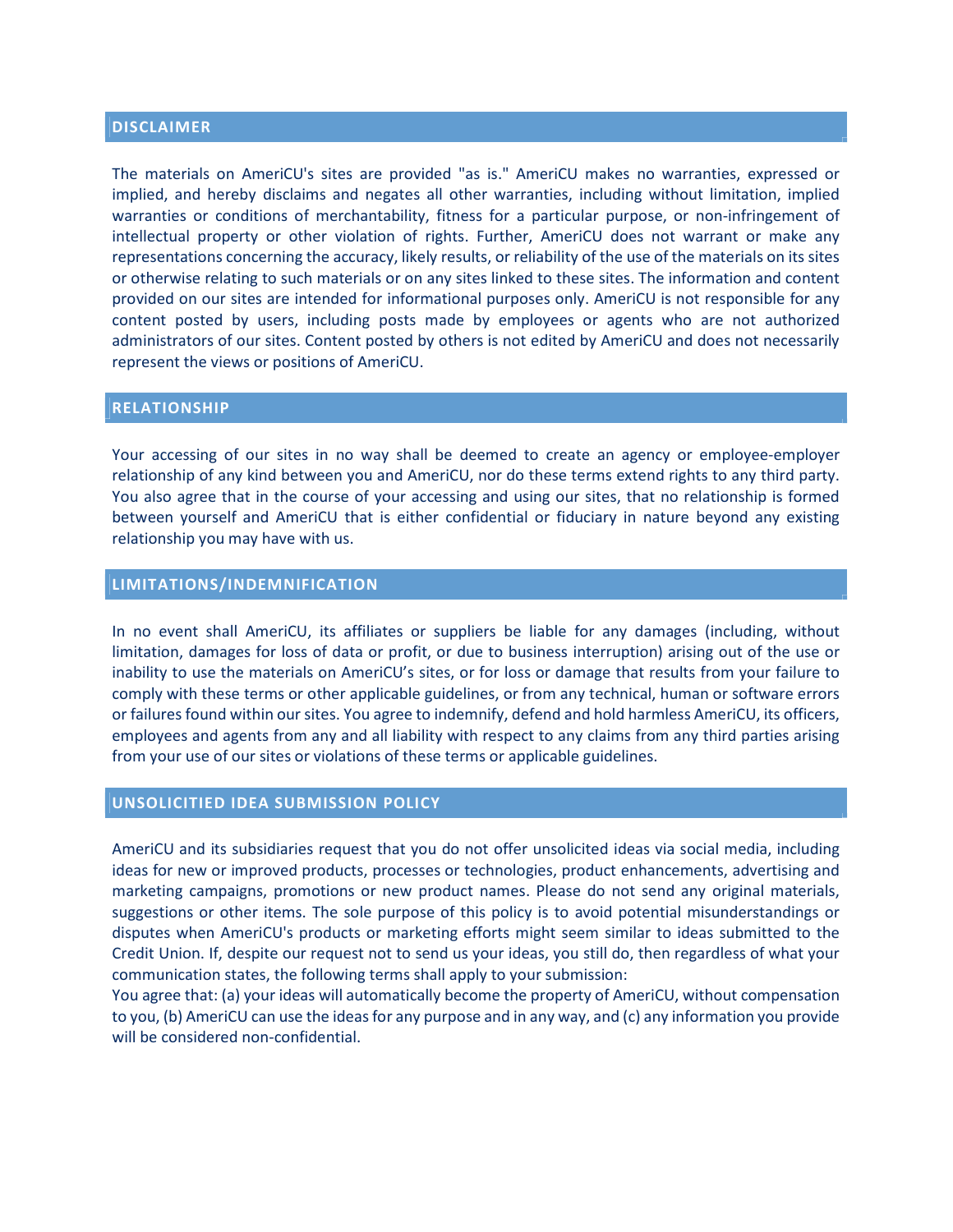## DISCLAIMER

The materials on AmeriCU's sites are provided "as is." AmeriCU makes no warranties, expressed or implied, and hereby disclaims and negates all other warranties, including without limitation, implied warranties or conditions of merchantability, fitness for a particular purpose, or non-infringement of intellectual property or other violation of rights. Further, AmeriCU does not warrant or make any representations concerning the accuracy, likely results, or reliability of the use of the materials on its sites or otherwise relating to such materials or on any sites linked to these sites. The information and content provided on our sites are intended for informational purposes only. AmeriCU is not responsible for any content posted by users, including posts made by employees or agents who are not authorized administrators of our sites. Content posted by others is not edited by AmeriCU and does not necessarily represent the views or positions of AmeriCU.

## RELATIONSHIP

Your accessing of our sites in no way shall be deemed to create an agency or employee-employer relationship of any kind between you and AmeriCU, nor do these terms extend rights to any third party. You also agree that in the course of your accessing and using our sites, that no relationship is formed between yourself and AmeriCU that is either confidential or fiduciary in nature beyond any existing relationship you may have with us.

## LIMITATIONS/INDEMNIFICATION

In no event shall AmeriCU, its affiliates or suppliers be liable for any damages (including, without limitation, damages for loss of data or profit, or due to business interruption) arising out of the use or inability to use the materials on AmeriCU's sites, or for loss or damage that results from your failure to comply with these terms or other applicable guidelines, or from any technical, human or software errors or failures found within our sites. You agree to indemnify, defend and hold harmless AmeriCU, its officers, employees and agents from any and all liability with respect to any claims from any third parties arising from your use of our sites or violations of these terms or applicable guidelines.

## UNSOLICITIED IDEA SUBMISSION POLICY

AmeriCU and its subsidiaries request that you do not offer unsolicited ideas via social media, including ideas for new or improved products, processes or technologies, product enhancements, advertising and marketing campaigns, promotions or new product names. Please do not send any original materials, suggestions or other items. The sole purpose of this policy is to avoid potential misunderstandings or disputes when AmeriCU's products or marketing efforts might seem similar to ideas submitted to the Credit Union. If, despite our request not to send us your ideas, you still do, then regardless of what your communication states, the following terms shall apply to your submission:

You agree that: (a) your ideas will automatically become the property of AmeriCU, without compensation to you, (b) AmeriCU can use the ideas for any purpose and in any way, and (c) any information you provide will be considered non-confidential.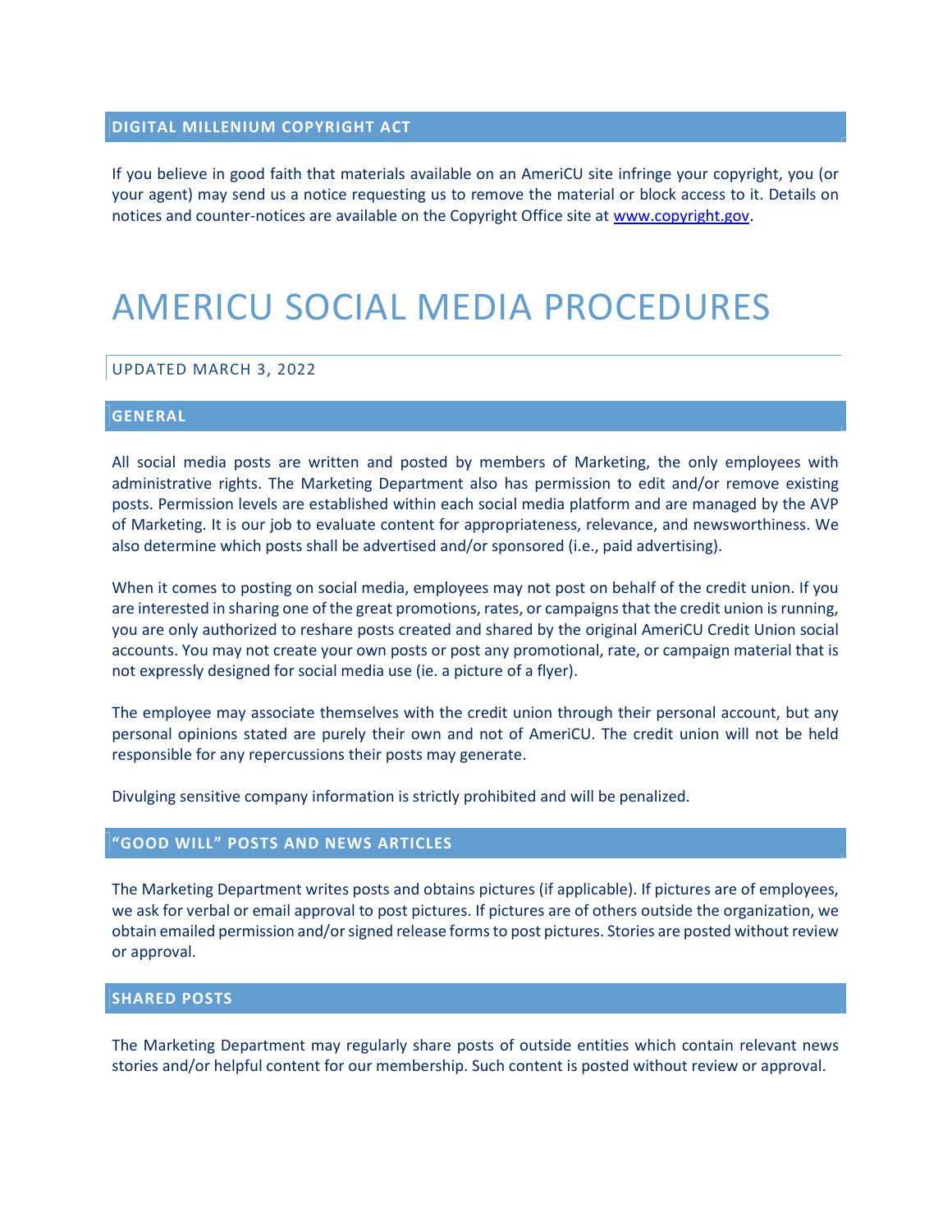## DIGITAL MILLENIUM COPYRIGHT ACT

If you believe in good faith that materials available on an AmeriCU site infringe your copyright, you (or your agent) may send us a notice requesting us to remove the material or block access to it. Details on notices and counter-notices are available on the Copyright Office site at [www.copyright.gov](http://www.copyright.gov).

# AMERICU SOCIAL MEDIA PROCEDURES

UPDATED MARCH 3, 2022

## GENERAL

All social media posts are written and posted by members of Marketing, the only employees with administrative rights. The Marketing Department also has permission to edit and/or remove existing posts. Permission levels are established within each social media platform and are managed by the AVP of Marketing. It is our job to evaluate content for appropriateness, relevance, and newsworthiness. We also determine which posts shall be advertised and/or sponsored (i.e., paid advertising).

When it comes to posting on social media, employees may not post on behalf of the credit union. If you are interested in sharing one of the great promotions, rates, or campaigns that the credit union is running, you are only authorized to reshare posts created and shared by the original AmeriCU Credit Union social accounts. You may not create your own posts or post any promotional, rate, or campaign material that is not expressly designed for social media use (ie. a picture of a flyer).

The employee may associate themselves with the credit union through their personal account, but any personal opinions stated are purely their own and not of AmeriCU. The credit union will not be held responsible for any repercussions their posts may generate.

Divulging sensitive company information is strictly prohibited and will be penalized.

## "GOOD WILL" POSTS AND NEWS ARTICLES

The Marketing Department writes posts and obtains pictures (if applicable). If pictures are of employees, we ask for verbal or email approval to post pictures. If pictures are of others outside the organization, we obtain emailed permission and/or signed release forms to post pictures. Stories are posted without review or approval.

## SHARED POSTS

The Marketing Department may regularly share posts of outside entities which contain relevant news stories and/or helpful content for our membership. Such content is posted without review or approval.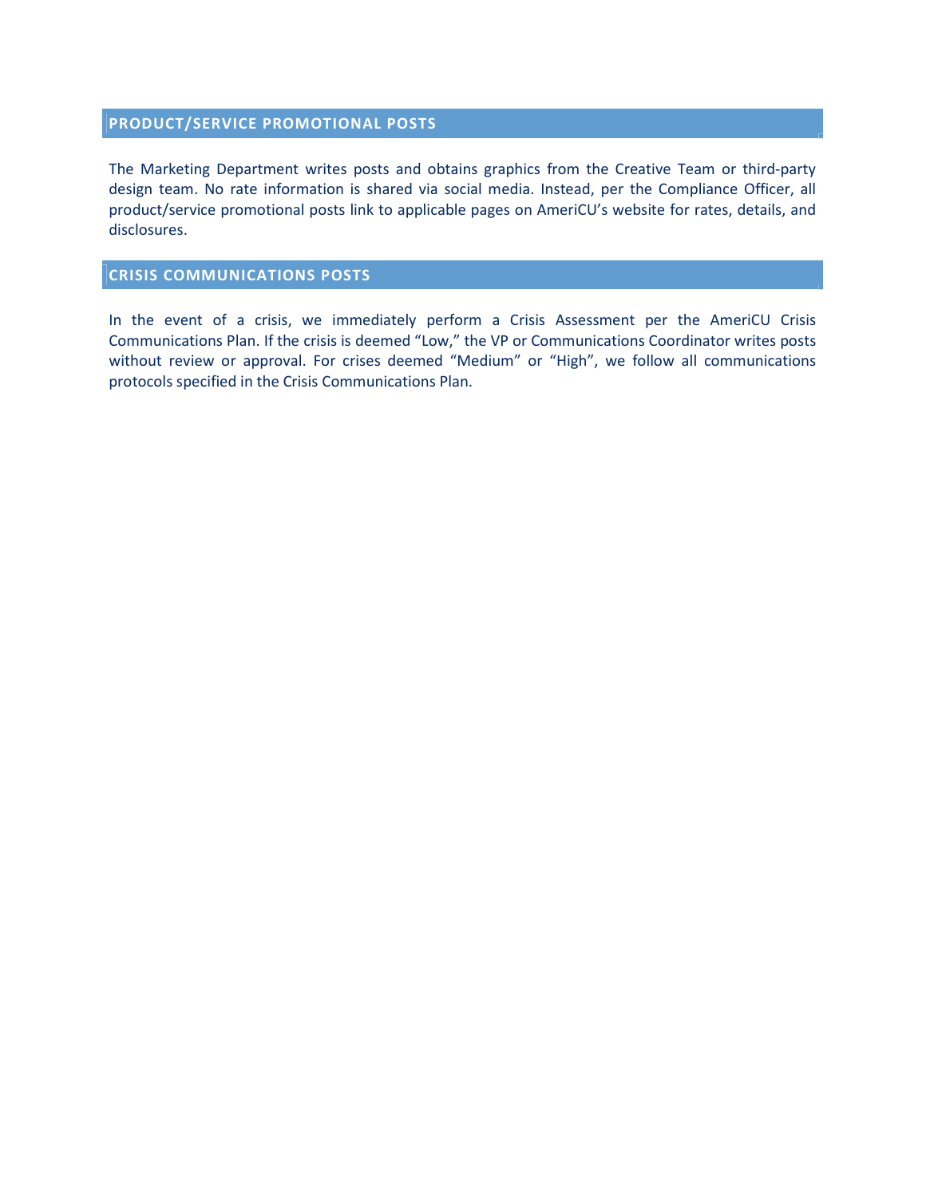## PRODUCT/SERVICE PROMOTIONAL POSTS

The Marketing Department writes posts and obtains graphics from the Creative Team or third-party design team. No rate information is shared via social media. Instead, per the Compliance Officer, all product/service promotional posts link to applicable pages on AmeriCU's website for rates, details, and disclosures.

## CRISIS COMMUNICATIONS POSTS

In the event of a crisis, we immediately perform a Crisis Assessment per the AmeriCU Crisis Communications Plan. If the crisis is deemed "Low," the VP or Communications Coordinator writes posts without review or approval. For crises deemed "Medium" or "High", we follow all communications protocols specified in the Crisis Communications Plan.